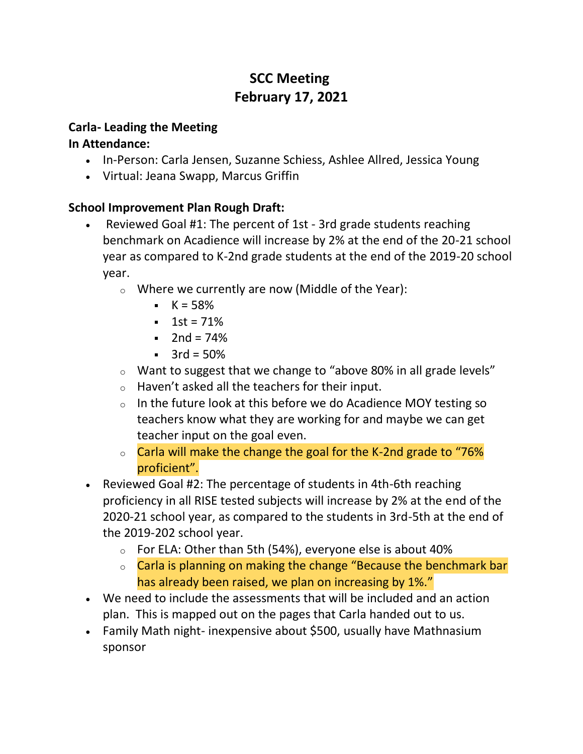# SCC Meeting
# February 17, 2021

**Carla- Leading the Meeting**
**In Attendance:**

- In-Person: Carla Jensen, Suzanne Schiess, Ashlee Allred, Jessica Young
- Virtual: Jeana Swapp, Marcus Griffin

**School Improvement Plan Rough Draft:**

- Reviewed Goal #1: The percent of 1st - 3rd grade students reaching benchmark on Acadience will increase by 2% at the end of the 20-21 school year as compared to K-2nd grade students at the end of the 2019-20 school year.
  - Where we currently are now (Middle of the Year):
    - K = 58%
    - 1st = 71%
    - 2nd = 74%
    - 3rd = 50%
  - Want to suggest that we change to "above 80% in all grade levels"
  - Haven't asked all the teachers for their input.
  - In the future look at this before we do Acadience MOY testing so teachers know what they are working for and maybe we can get teacher input on the goal even.
  - Carla will make the change the goal for the K-2nd grade to "76% proficient".
- Reviewed Goal #2: The percentage of students in 4th-6th reaching proficiency in all RISE tested subjects will increase by 2% at the end of the 2020-21 school year, as compared to the students in 3rd-5th at the end of the 2019-202 school year.
  - For ELA: Other than 5th (54%), everyone else is about 40%
  - Carla is planning on making the change "Because the benchmark bar has already been raised, we plan on increasing by 1%."
- We need to include the assessments that will be included and an action plan. This is mapped out on the pages that Carla handed out to us.
- Family Math night- inexpensive about $500, usually have Mathnasium sponsor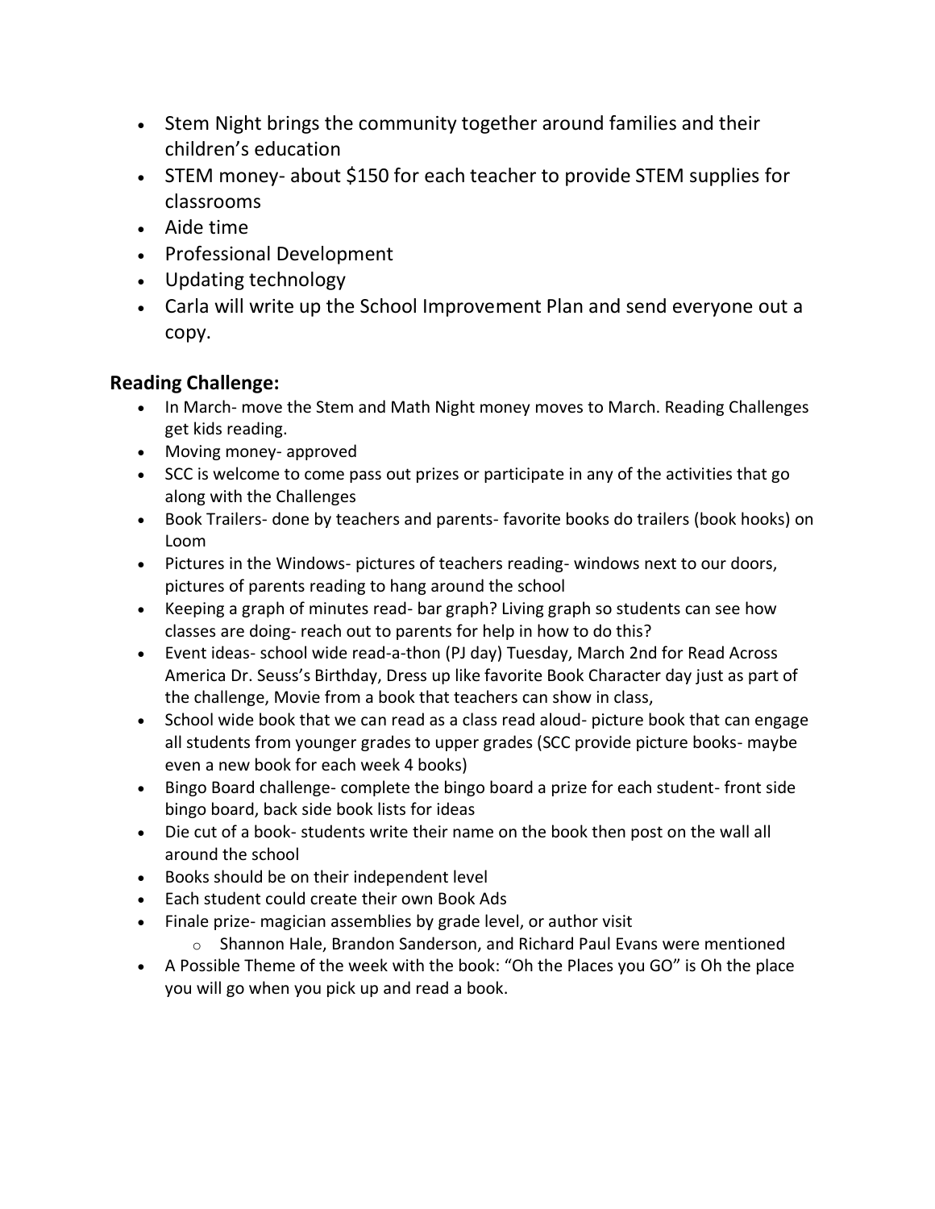- Stem Night brings the community together around families and their children's education
- STEM money- about $150 for each teacher to provide STEM supplies for classrooms
- Aide time
- Professional Development
- Updating technology
- Carla will write up the School Improvement Plan and send everyone out a copy.

### Reading Challenge:

- In March- move the Stem and Math Night money moves to March. Reading Challenges get kids reading.
- Moving money- approved
- SCC is welcome to come pass out prizes or participate in any of the activities that go along with the Challenges
- Book Trailers- done by teachers and parents- favorite books do trailers (book hooks) on Loom
- Pictures in the Windows- pictures of teachers reading- windows next to our doors, pictures of parents reading to hang around the school
- Keeping a graph of minutes read- bar graph? Living graph so students can see how classes are doing- reach out to parents for help in how to do this?
- Event ideas- school wide read-a-thon (PJ day) Tuesday, March 2nd for Read Across America Dr. Seuss's Birthday, Dress up like favorite Book Character day just as part of the challenge, Movie from a book that teachers can show in class,
- School wide book that we can read as a class read aloud- picture book that can engage all students from younger grades to upper grades (SCC provide picture books- maybe even a new book for each week 4 books)
- Bingo Board challenge- complete the bingo board a prize for each student- front side bingo board, back side book lists for ideas
- Die cut of a book- students write their name on the book then post on the wall all around the school
- Books should be on their independent level
- Each student could create their own Book Ads
- Finale prize- magician assemblies by grade level, or author visit
  - Shannon Hale, Brandon Sanderson, and Richard Paul Evans were mentioned
- A Possible Theme of the week with the book: "Oh the Places you GO" is Oh the place you will go when you pick up and read a book.